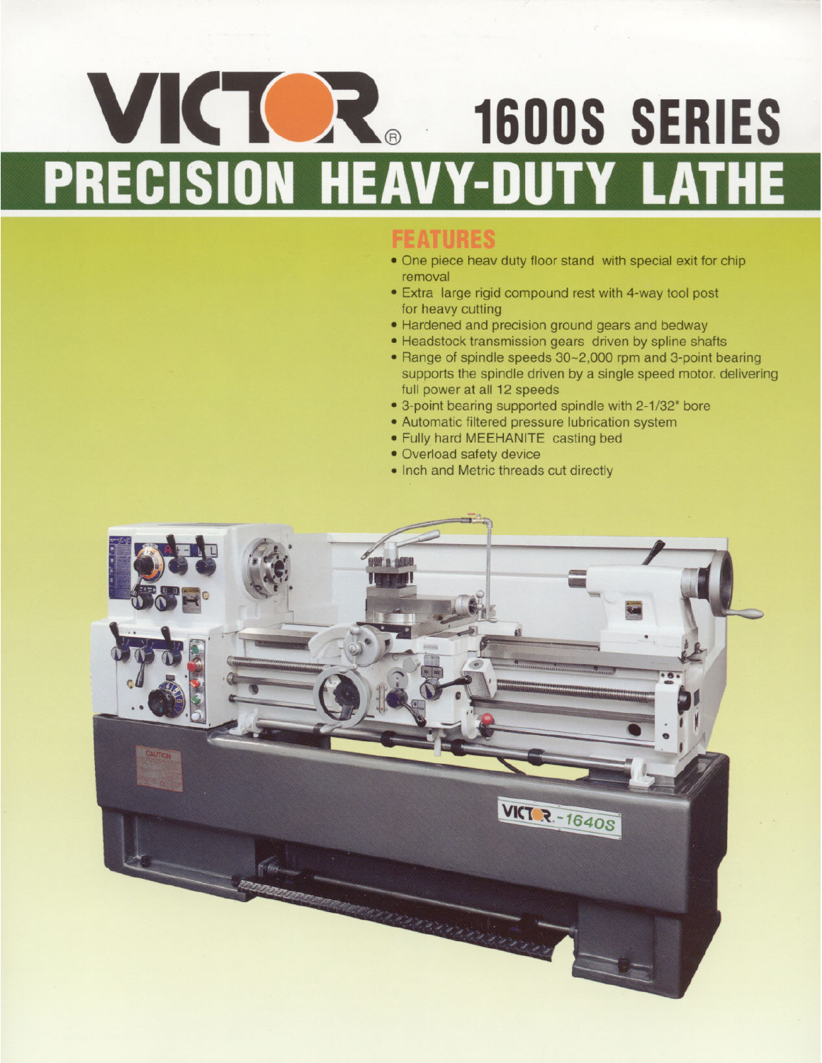# VICTOR® 1600S SERIES

# PRECISION HEAVY-DUTY LATHE

## FEATURES

- One piece heav duty floor stand with special exit for chip removal
- Extra large rigid compound rest with 4-way tool post for heavy cutting
- Hardened and precision ground gears and bedway
- Headstock transmission gears driven by spline shafts
- Range of spindle speeds 30~2,000 rpm and 3-point bearing supports the spindle driven by a single speed motor. delivering full power at all 12 speeds
- 3-point bearing supported spindle with 2-1/32" bore
- Automatic filtered pressure lubrication system
- Fully hard MEEHANITE casting bed
- Overload safety device
- Inch and Metric threads cut directly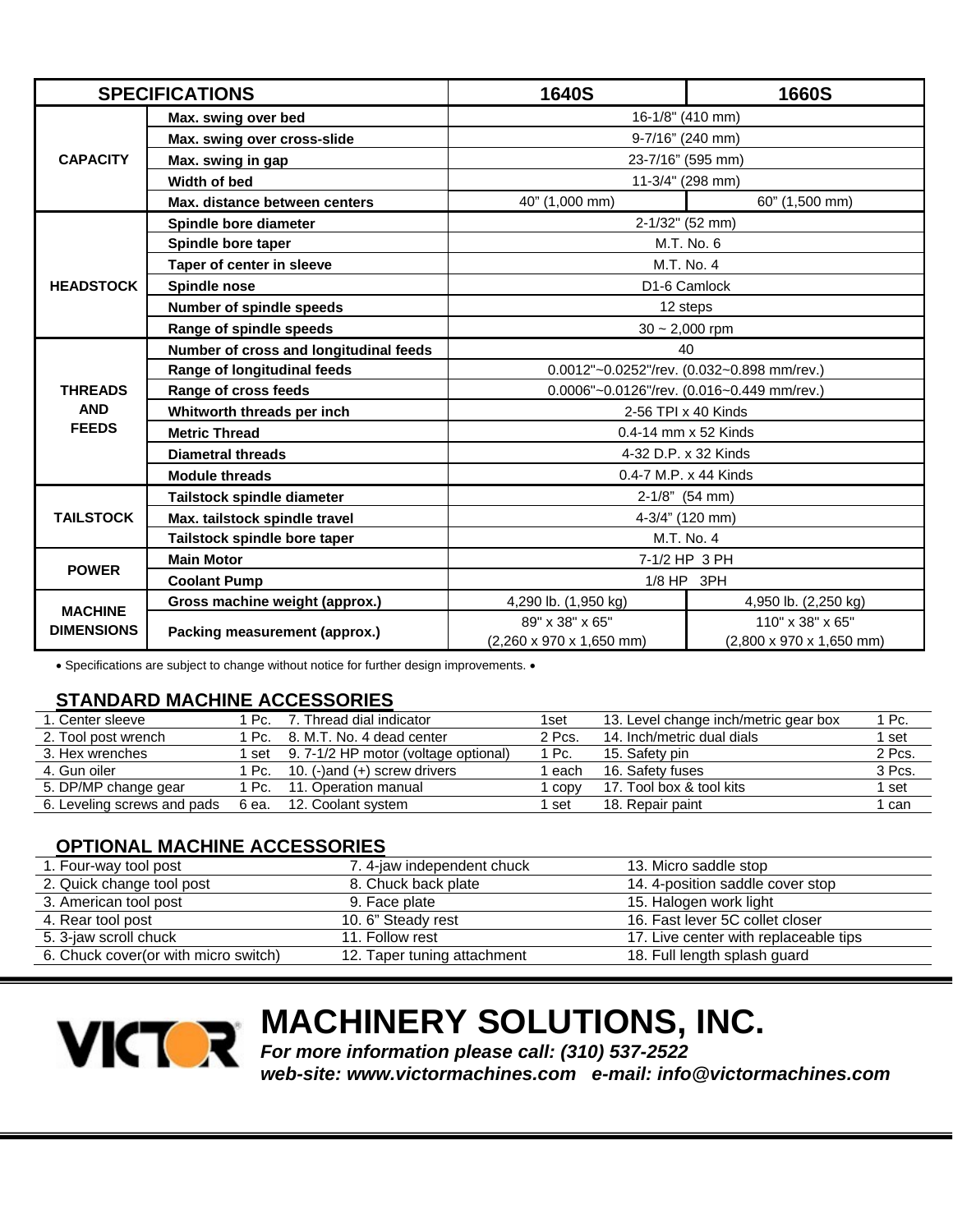| SPECIFICATIONS | | 1640S | 1660S |
|---|---|---|---|
| CAPACITY | Max. swing over bed | 16-1/8" (410 mm) | |
| | Max. swing over cross-slide | 9-7/16" (240 mm) | |
| | Max. swing in gap | 23-7/16" (595 mm) | |
| | Width of bed | 11-3/4" (298 mm) | |
| | Max. distance between centers | 40" (1,000 mm) | 60" (1,500 mm) |
| HEADSTOCK | Spindle bore diameter | 2-1/32" (52 mm) | |
| | Spindle bore taper | M.T. No. 6 | |
| | Taper of center in sleeve | M.T. No. 4 | |
| | Spindle nose | D1-6 Camlock | |
| | Number of spindle speeds | 12 steps | |
| | Range of spindle speeds | 30 ~ 2,000 rpm | |
| THREADS AND FEEDS | Number of cross and longitudinal feeds | 40 | |
| | Range of longitudinal feeds | 0.0012"~0.0252"/rev. (0.032~0.898 mm/rev.) | |
| | Range of cross feeds | 0.0006"~0.0126"/rev. (0.016~0.449 mm/rev.) | |
| | Whitworth threads per inch | 2-56 TPI x 40 Kinds | |
| | Metric Thread | 0.4-14 mm x 52 Kinds | |
| | Diametral threads | 4-32 D.P. x 32 Kinds | |
| | Module threads | 0.4-7 M.P. x 44 Kinds | |
| TAILSTOCK | Tailstock spindle diameter | 2-1/8" (54 mm) | |
| | Max. tailstock spindle travel | 4-3/4" (120 mm) | |
| | Tailstock spindle bore taper | M.T. No. 4 | |
| POWER | Main Motor | 7-1/2 HP 3 PH | |
| | Coolant Pump | 1/8 HP 3PH | |
| MACHINE DIMENSIONS | Gross machine weight (approx.) | 4,290 lb. (1,950 kg) | 4,950 lb. (2,250 kg) |
| | Packing measurement (approx.) | 89" x 38" x 65" (2,260 x 970 x 1,650 mm) | 110" x 38" x 65" (2,800 x 970 x 1,650 mm) |

• Specifications are subject to change without notice for further design improvements. •

## STANDARD MACHINE ACCESSORIES

| | | | | | |
|---|---|---|---|---|---|
| 1. Center sleeve | 1 Pc. | 7. Thread dial indicator | 1set | 13. Level change inch/metric gear box | 1 Pc. |
| 2. Tool post wrench | 1 Pc. | 8. M.T. No. 4 dead center | 2 Pcs. | 14. Inch/metric dual dials | 1 set |
| 3. Hex wrenches | 1 set | 9. 7-1/2 HP motor (voltage optional) | 1 Pc. | 15. Safety pin | 2 Pcs. |
| 4. Gun oiler | 1 Pc. | 10. (-)and (+) screw drivers | 1 each | 16. Safety fuses | 3 Pcs. |
| 5. DP/MP change gear | 1 Pc. | 11. Operation manual | 1 copy | 17. Tool box & tool kits | 1 set |
| 6. Leveling screws and pads | 6 ea. | 12. Coolant system | 1 set | 18. Repair paint | 1 can |

## OPTIONAL MACHINE ACCESSORIES

| | | |
|---|---|---|
| 1. Four-way tool post | 7. 4-jaw independent chuck | 13. Micro saddle stop |
| 2. Quick change tool post | 8. Chuck back plate | 14. 4-position saddle cover stop |
| 3. American tool post | 9. Face plate | 15. Halogen work light |
| 4. Rear tool post | 10. 6" Steady rest | 16. Fast lever 5C collet closer |
| 5. 3-jaw scroll chuck | 11. Follow rest | 17. Live center with replaceable tips |
| 6. Chuck cover(or with micro switch) | 12. Taper tuning attachment | 18. Full length splash guard |

VICTOR®

# MACHINERY SOLUTIONS, INC.

***For more information please call: (310) 537-2522***

***web-site: www.victormachines.com e-mail: info@victormachines.com***